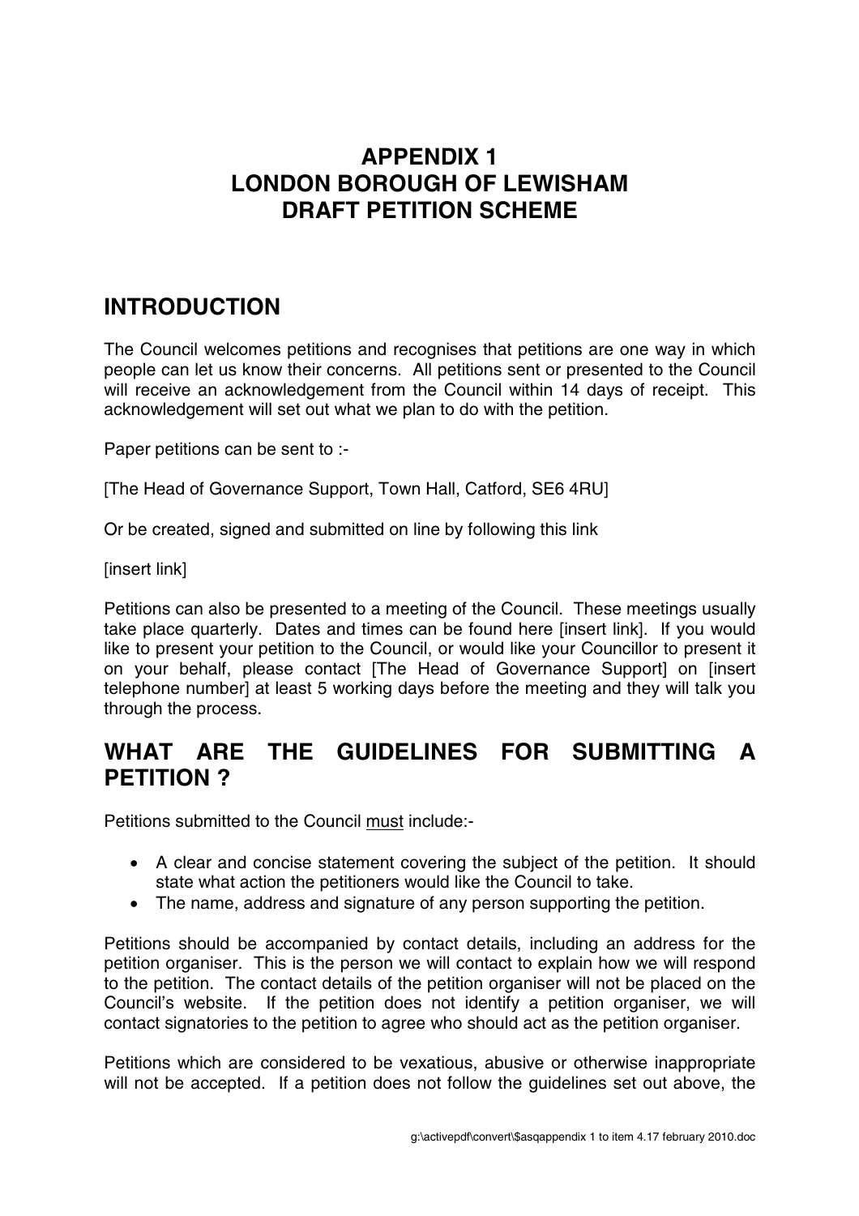# APPENDIX 1
# LONDON BOROUGH OF LEWISHAM
# DRAFT PETITION SCHEME

## INTRODUCTION

The Council welcomes petitions and recognises that petitions are one way in which people can let us know their concerns. All petitions sent or presented to the Council will receive an acknowledgement from the Council within 14 days of receipt. This acknowledgement will set out what we plan to do with the petition.

Paper petitions can be sent to :-

[The Head of Governance Support, Town Hall, Catford, SE6 4RU]

Or be created, signed and submitted on line by following this link

[insert link]

Petitions can also be presented to a meeting of the Council. These meetings usually take place quarterly. Dates and times can be found here [insert link]. If you would like to present your petition to the Council, or would like your Councillor to present it on your behalf, please contact [The Head of Governance Support] on [insert telephone number] at least 5 working days before the meeting and they will talk you through the process.

## WHAT ARE THE GUIDELINES FOR SUBMITTING A PETITION ?

Petitions submitted to the Council <u>must</u> include:-

- A clear and concise statement covering the subject of the petition. It should state what action the petitioners would like the Council to take.
- The name, address and signature of any person supporting the petition.

Petitions should be accompanied by contact details, including an address for the petition organiser. This is the person we will contact to explain how we will respond to the petition. The contact details of the petition organiser will not be placed on the Council's website. If the petition does not identify a petition organiser, we will contact signatories to the petition to agree who should act as the petition organiser.

Petitions which are considered to be vexatious, abusive or otherwise inappropriate will not be accepted. If a petition does not follow the guidelines set out above, the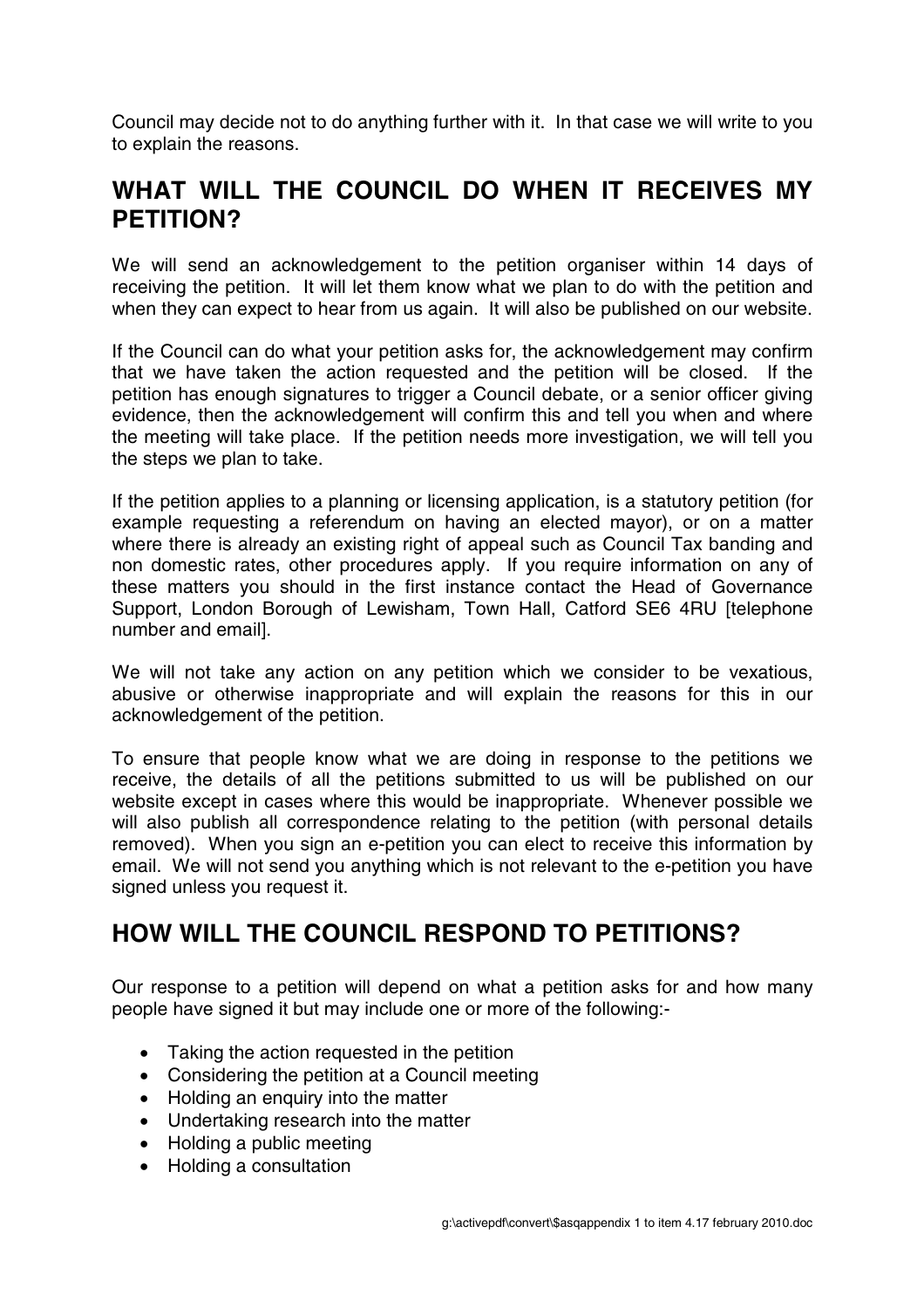Council may decide not to do anything further with it. In that case we will write to you to explain the reasons.

## WHAT WILL THE COUNCIL DO WHEN IT RECEIVES MY PETITION?

We will send an acknowledgement to the petition organiser within 14 days of receiving the petition. It will let them know what we plan to do with the petition and when they can expect to hear from us again. It will also be published on our website.

If the Council can do what your petition asks for, the acknowledgement may confirm that we have taken the action requested and the petition will be closed. If the petition has enough signatures to trigger a Council debate, or a senior officer giving evidence, then the acknowledgement will confirm this and tell you when and where the meeting will take place. If the petition needs more investigation, we will tell you the steps we plan to take.

If the petition applies to a planning or licensing application, is a statutory petition (for example requesting a referendum on having an elected mayor), or on a matter where there is already an existing right of appeal such as Council Tax banding and non domestic rates, other procedures apply. If you require information on any of these matters you should in the first instance contact the Head of Governance Support, London Borough of Lewisham, Town Hall, Catford SE6 4RU [telephone number and email].

We will not take any action on any petition which we consider to be vexatious, abusive or otherwise inappropriate and will explain the reasons for this in our acknowledgement of the petition.

To ensure that people know what we are doing in response to the petitions we receive, the details of all the petitions submitted to us will be published on our website except in cases where this would be inappropriate. Whenever possible we will also publish all correspondence relating to the petition (with personal details removed). When you sign an e-petition you can elect to receive this information by email. We will not send you anything which is not relevant to the e-petition you have signed unless you request it.

## HOW WILL THE COUNCIL RESPOND TO PETITIONS?

Our response to a petition will depend on what a petition asks for and how many people have signed it but may include one or more of the following:-

- Taking the action requested in the petition
- Considering the petition at a Council meeting
- Holding an enquiry into the matter
- Undertaking research into the matter
- Holding a public meeting
- Holding a consultation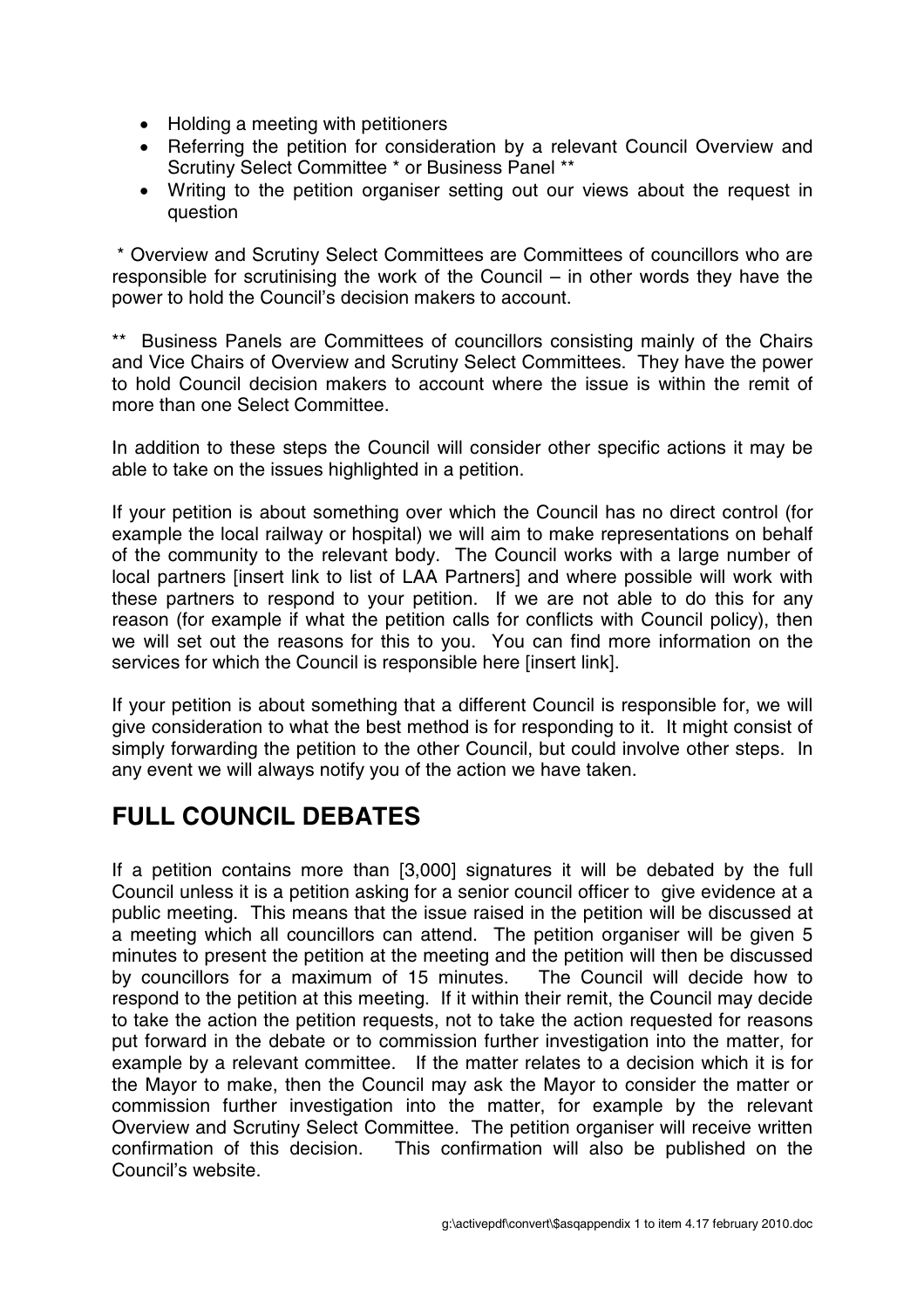- Holding a meeting with petitioners
- Referring the petition for consideration by a relevant Council Overview and Scrutiny Select Committee * or Business Panel **
- Writing to the petition organiser setting out our views about the request in question

* Overview and Scrutiny Select Committees are Committees of councillors who are responsible for scrutinising the work of the Council – in other words they have the power to hold the Council's decision makers to account.

** Business Panels are Committees of councillors consisting mainly of the Chairs and Vice Chairs of Overview and Scrutiny Select Committees. They have the power to hold Council decision makers to account where the issue is within the remit of more than one Select Committee.

In addition to these steps the Council will consider other specific actions it may be able to take on the issues highlighted in a petition.

If your petition is about something over which the Council has no direct control (for example the local railway or hospital) we will aim to make representations on behalf of the community to the relevant body. The Council works with a large number of local partners [insert link to list of LAA Partners] and where possible will work with these partners to respond to your petition. If we are not able to do this for any reason (for example if what the petition calls for conflicts with Council policy), then we will set out the reasons for this to you. You can find more information on the services for which the Council is responsible here [insert link].

If your petition is about something that a different Council is responsible for, we will give consideration to what the best method is for responding to it. It might consist of simply forwarding the petition to the other Council, but could involve other steps. In any event we will always notify you of the action we have taken.

## FULL COUNCIL DEBATES

If a petition contains more than [3,000] signatures it will be debated by the full Council unless it is a petition asking for a senior council officer to give evidence at a public meeting. This means that the issue raised in the petition will be discussed at a meeting which all councillors can attend. The petition organiser will be given 5 minutes to present the petition at the meeting and the petition will then be discussed by councillors for a maximum of 15 minutes. The Council will decide how to respond to the petition at this meeting. If it within their remit, the Council may decide to take the action the petition requests, not to take the action requested for reasons put forward in the debate or to commission further investigation into the matter, for example by a relevant committee. If the matter relates to a decision which it is for the Mayor to make, then the Council may ask the Mayor to consider the matter or commission further investigation into the matter, for example by the relevant Overview and Scrutiny Select Committee. The petition organiser will receive written confirmation of this decision. This confirmation will also be published on the Council's website.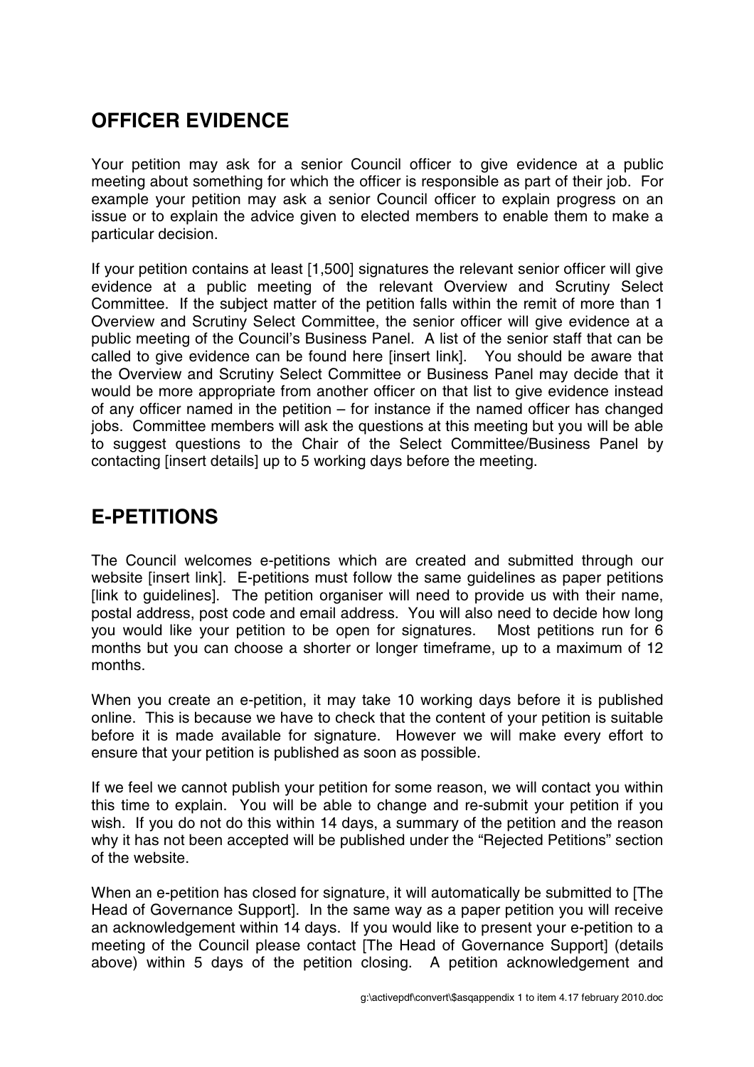## OFFICER EVIDENCE

Your petition may ask for a senior Council officer to give evidence at a public meeting about something for which the officer is responsible as part of their job. For example your petition may ask a senior Council officer to explain progress on an issue or to explain the advice given to elected members to enable them to make a particular decision.

If your petition contains at least [1,500] signatures the relevant senior officer will give evidence at a public meeting of the relevant Overview and Scrutiny Select Committee. If the subject matter of the petition falls within the remit of more than 1 Overview and Scrutiny Select Committee, the senior officer will give evidence at a public meeting of the Council's Business Panel. A list of the senior staff that can be called to give evidence can be found here [insert link]. You should be aware that the Overview and Scrutiny Select Committee or Business Panel may decide that it would be more appropriate from another officer on that list to give evidence instead of any officer named in the petition – for instance if the named officer has changed jobs. Committee members will ask the questions at this meeting but you will be able to suggest questions to the Chair of the Select Committee/Business Panel by contacting [insert details] up to 5 working days before the meeting.

## E-PETITIONS

The Council welcomes e-petitions which are created and submitted through our website [insert link]. E-petitions must follow the same guidelines as paper petitions [link to guidelines]. The petition organiser will need to provide us with their name, postal address, post code and email address. You will also need to decide how long you would like your petition to be open for signatures. Most petitions run for 6 months but you can choose a shorter or longer timeframe, up to a maximum of 12 months.

When you create an e-petition, it may take 10 working days before it is published online. This is because we have to check that the content of your petition is suitable before it is made available for signature. However we will make every effort to ensure that your petition is published as soon as possible.

If we feel we cannot publish your petition for some reason, we will contact you within this time to explain. You will be able to change and re-submit your petition if you wish. If you do not do this within 14 days, a summary of the petition and the reason why it has not been accepted will be published under the "Rejected Petitions" section of the website.

When an e-petition has closed for signature, it will automatically be submitted to [The Head of Governance Support]. In the same way as a paper petition you will receive an acknowledgement within 14 days. If you would like to present your e-petition to a meeting of the Council please contact [The Head of Governance Support] (details above) within 5 days of the petition closing. A petition acknowledgement and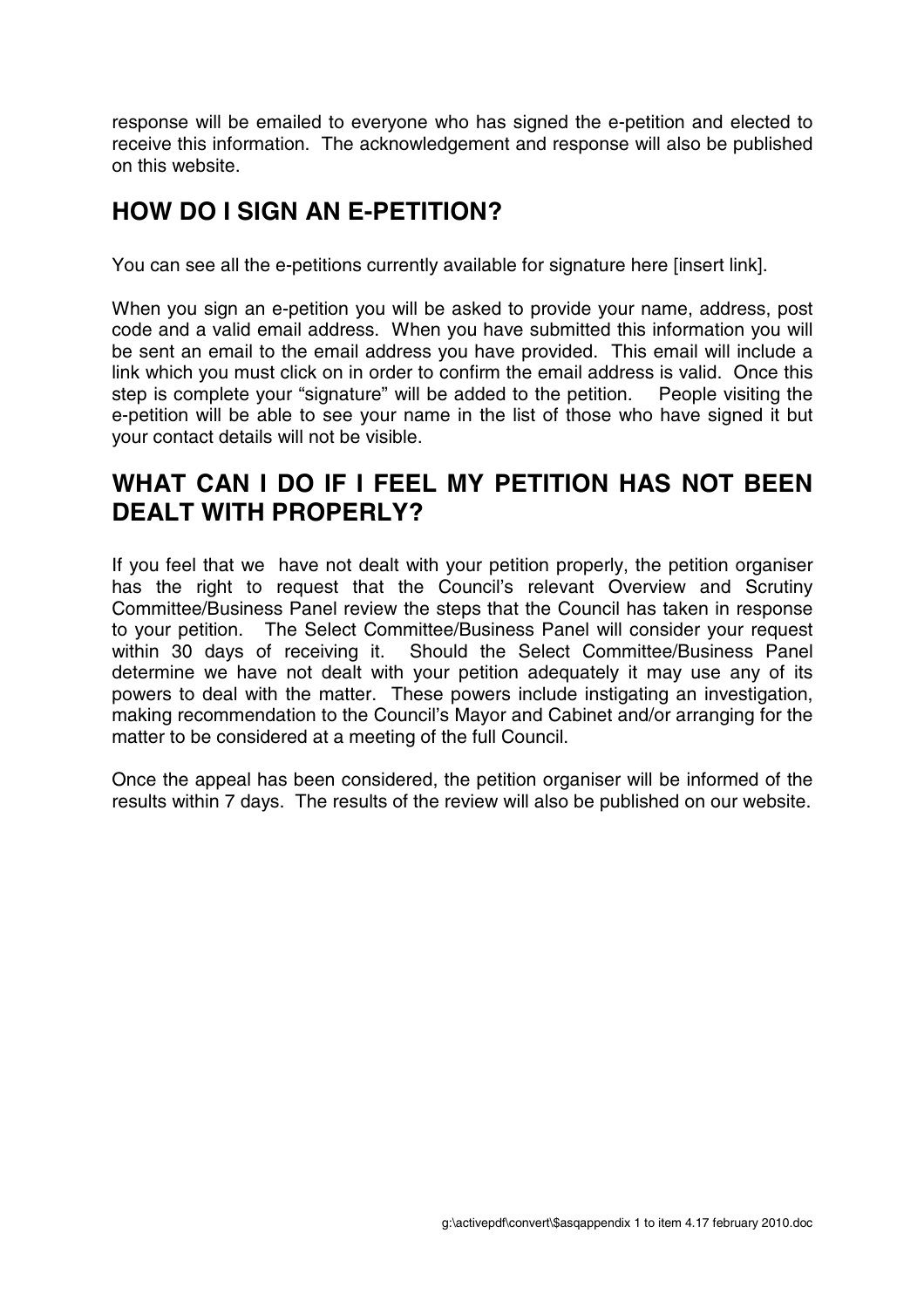response will be emailed to everyone who has signed the e-petition and elected to receive this information. The acknowledgement and response will also be published on this website.

## HOW DO I SIGN AN E-PETITION?

You can see all the e-petitions currently available for signature here [insert link].

When you sign an e-petition you will be asked to provide your name, address, post code and a valid email address. When you have submitted this information you will be sent an email to the email address you have provided. This email will include a link which you must click on in order to confirm the email address is valid. Once this step is complete your "signature" will be added to the petition. People visiting the e-petition will be able to see your name in the list of those who have signed it but your contact details will not be visible.

## WHAT CAN I DO IF I FEEL MY PETITION HAS NOT BEEN DEALT WITH PROPERLY?

If you feel that we have not dealt with your petition properly, the petition organiser has the right to request that the Council's relevant Overview and Scrutiny Committee/Business Panel review the steps that the Council has taken in response to your petition. The Select Committee/Business Panel will consider your request within 30 days of receiving it. Should the Select Committee/Business Panel determine we have not dealt with your petition adequately it may use any of its powers to deal with the matter. These powers include instigating an investigation, making recommendation to the Council's Mayor and Cabinet and/or arranging for the matter to be considered at a meeting of the full Council.

Once the appeal has been considered, the petition organiser will be informed of the results within 7 days. The results of the review will also be published on our website.